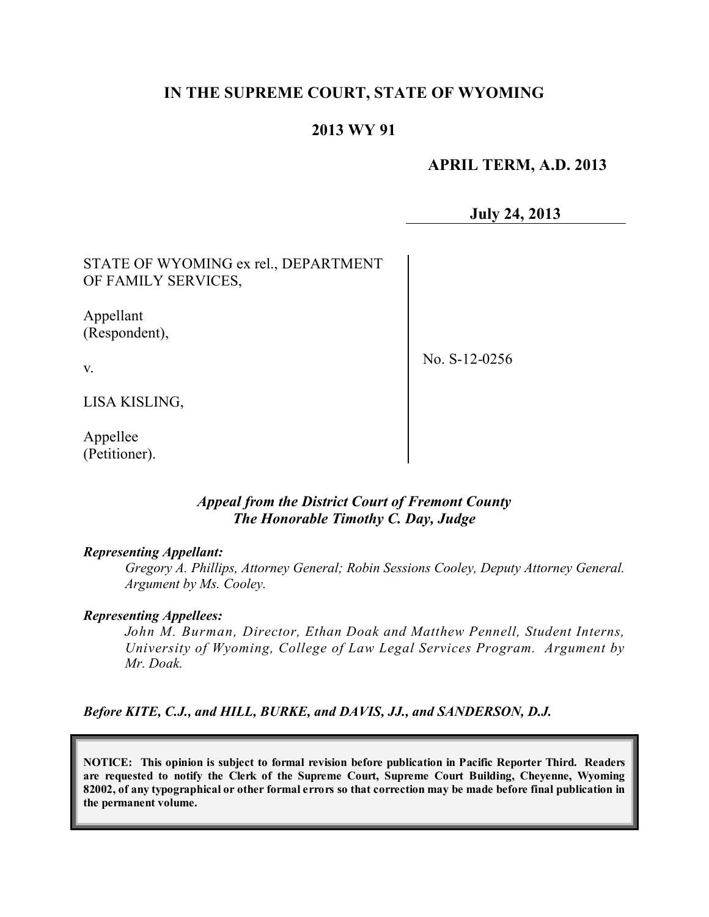# IN THE SUPREME COURT, STATE OF WYOMING

## 2013 WY 91

**APRIL TERM, A.D. 2013**

**July 24, 2013**

| | |
|---|---|
| STATE OF WYOMING ex rel., DEPARTMENT OF FAMILY SERVICES,<br><br>Appellant (Respondent),<br><br>v.<br><br>LISA KISLING,<br><br>Appellee (Petitioner). | No. S-12-0256 |

***Appeal from the District Court of Fremont County***
***The Honorable Timothy C. Day, Judge***

***Representing Appellant:***
*Gregory A. Phillips, Attorney General; Robin Sessions Cooley, Deputy Attorney General. Argument by Ms. Cooley.*

***Representing Appellees:***
*John M. Burman, Director, Ethan Doak and Matthew Pennell, Student Interns, University of Wyoming, College of Law Legal Services Program. Argument by Mr. Doak.*

***Before KITE, C.J., and HILL, BURKE, and DAVIS, JJ., and SANDERSON, D.J.***

**NOTICE: This opinion is subject to formal revision before publication in Pacific Reporter Third. Readers are requested to notify the Clerk of the Supreme Court, Supreme Court Building, Cheyenne, Wyoming 82002, of any typographical or other formal errors so that correction may be made before final publication in the permanent volume.**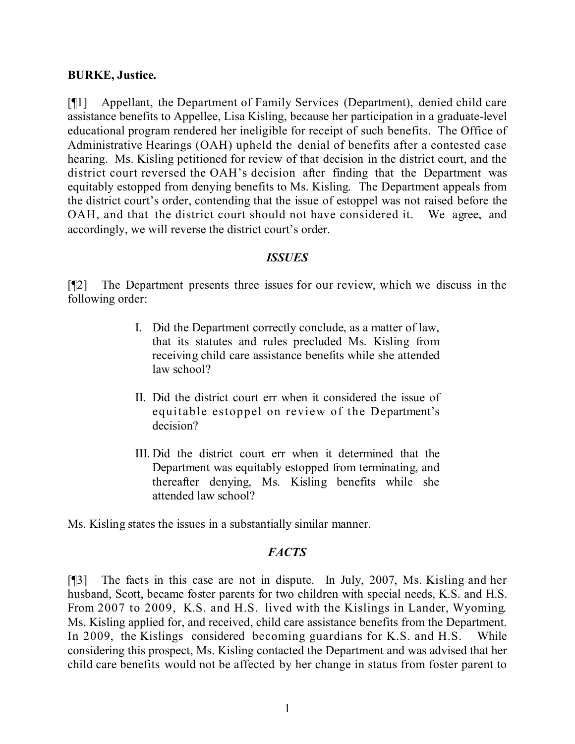**BURKE, Justice.**

[¶1] Appellant, the Department of Family Services (Department), denied child care assistance benefits to Appellee, Lisa Kisling, because her participation in a graduate-level educational program rendered her ineligible for receipt of such benefits. The Office of Administrative Hearings (OAH) upheld the denial of benefits after a contested case hearing. Ms. Kisling petitioned for review of that decision in the district court, and the district court reversed the OAH's decision after finding that the Department was equitably estopped from denying benefits to Ms. Kisling. The Department appeals from the district court's order, contending that the issue of estoppel was not raised before the OAH, and that the district court should not have considered it. We agree, and accordingly, we will reverse the district court's order.

## *ISSUES*

[¶2] The Department presents three issues for our review, which we discuss in the following order:

> I. Did the Department correctly conclude, as a matter of law, that its statutes and rules precluded Ms. Kisling from receiving child care assistance benefits while she attended law school?
>
> II. Did the district court err when it considered the issue of equitable estoppel on review of the Department's decision?
>
> III. Did the district court err when it determined that the Department was equitably estopped from terminating, and thereafter denying, Ms. Kisling benefits while she attended law school?

Ms. Kisling states the issues in a substantially similar manner.

## *FACTS*

[¶3] The facts in this case are not in dispute. In July, 2007, Ms. Kisling and her husband, Scott, became foster parents for two children with special needs, K.S. and H.S. From 2007 to 2009, K.S. and H.S. lived with the Kislings in Lander, Wyoming. Ms. Kisling applied for, and received, child care assistance benefits from the Department. In 2009, the Kislings considered becoming guardians for K.S. and H.S. While considering this prospect, Ms. Kisling contacted the Department and was advised that her child care benefits would not be affected by her change in status from foster parent to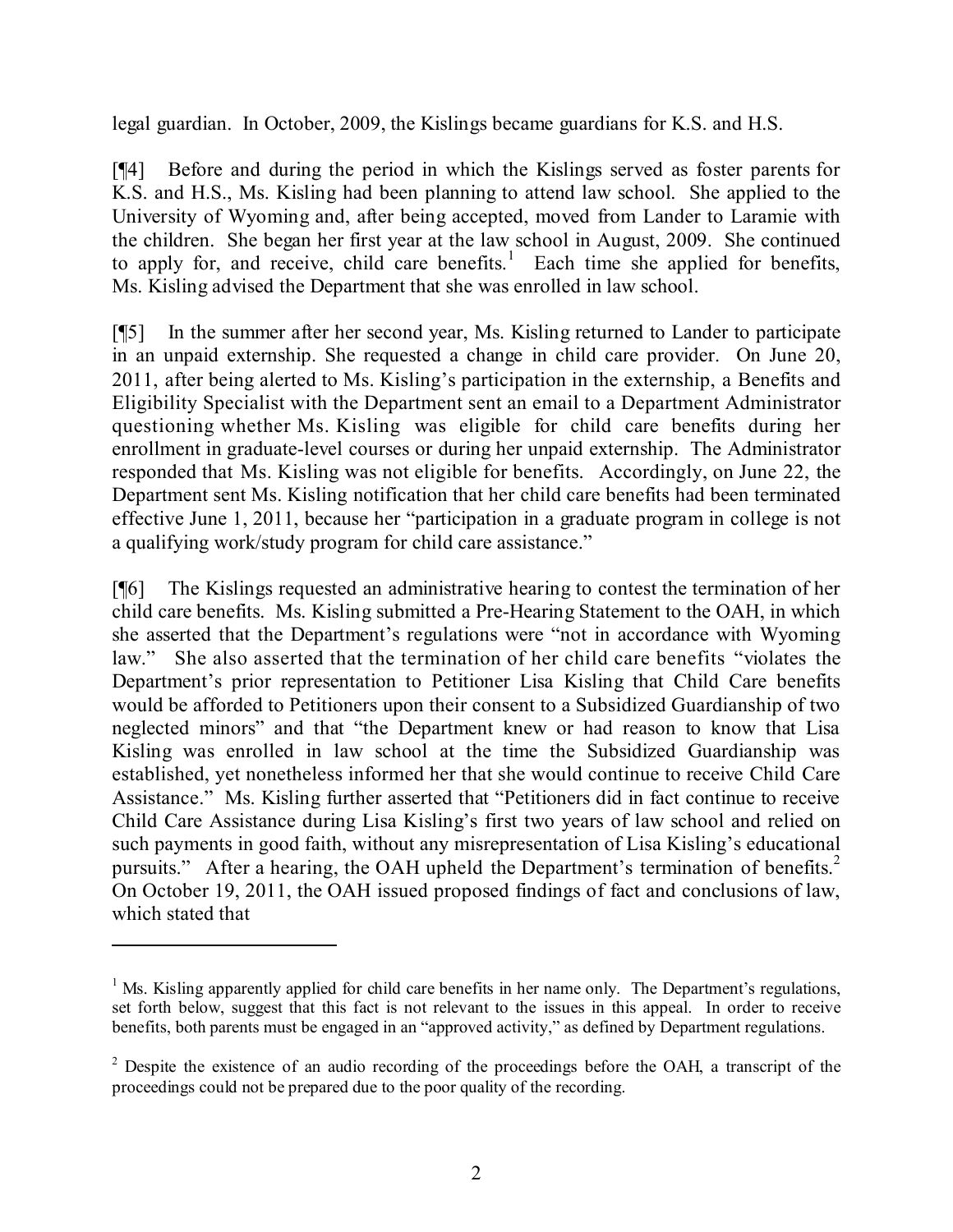legal guardian. In October, 2009, the Kislings became guardians for K.S. and H.S.

[¶4] Before and during the period in which the Kislings served as foster parents for K.S. and H.S., Ms. Kisling had been planning to attend law school. She applied to the University of Wyoming and, after being accepted, moved from Lander to Laramie with the children. She began her first year at the law school in August, 2009. She continued to apply for, and receive, child care benefits.[1] Each time she applied for benefits, Ms. Kisling advised the Department that she was enrolled in law school.

[¶5] In the summer after her second year, Ms. Kisling returned to Lander to participate in an unpaid externship. She requested a change in child care provider. On June 20, 2011, after being alerted to Ms. Kisling's participation in the externship, a Benefits and Eligibility Specialist with the Department sent an email to a Department Administrator questioning whether Ms. Kisling was eligible for child care benefits during her enrollment in graduate-level courses or during her unpaid externship. The Administrator responded that Ms. Kisling was not eligible for benefits. Accordingly, on June 22, the Department sent Ms. Kisling notification that her child care benefits had been terminated effective June 1, 2011, because her "participation in a graduate program in college is not a qualifying work/study program for child care assistance."

[¶6] The Kislings requested an administrative hearing to contest the termination of her child care benefits. Ms. Kisling submitted a Pre-Hearing Statement to the OAH, in which she asserted that the Department's regulations were "not in accordance with Wyoming law." She also asserted that the termination of her child care benefits "violates the Department's prior representation to Petitioner Lisa Kisling that Child Care benefits would be afforded to Petitioners upon their consent to a Subsidized Guardianship of two neglected minors" and that "the Department knew or had reason to know that Lisa Kisling was enrolled in law school at the time the Subsidized Guardianship was established, yet nonetheless informed her that she would continue to receive Child Care Assistance." Ms. Kisling further asserted that "Petitioners did in fact continue to receive Child Care Assistance during Lisa Kisling's first two years of law school and relied on such payments in good faith, without any misrepresentation of Lisa Kisling's educational pursuits." After a hearing, the OAH upheld the Department's termination of benefits.[2] On October 19, 2011, the OAH issued proposed findings of fact and conclusions of law, which stated that

---

[1] Ms. Kisling apparently applied for child care benefits in her name only. The Department's regulations, set forth below, suggest that this fact is not relevant to the issues in this appeal. In order to receive benefits, both parents must be engaged in an "approved activity," as defined by Department regulations.

[2] Despite the existence of an audio recording of the proceedings before the OAH, a transcript of the proceedings could not be prepared due to the poor quality of the recording.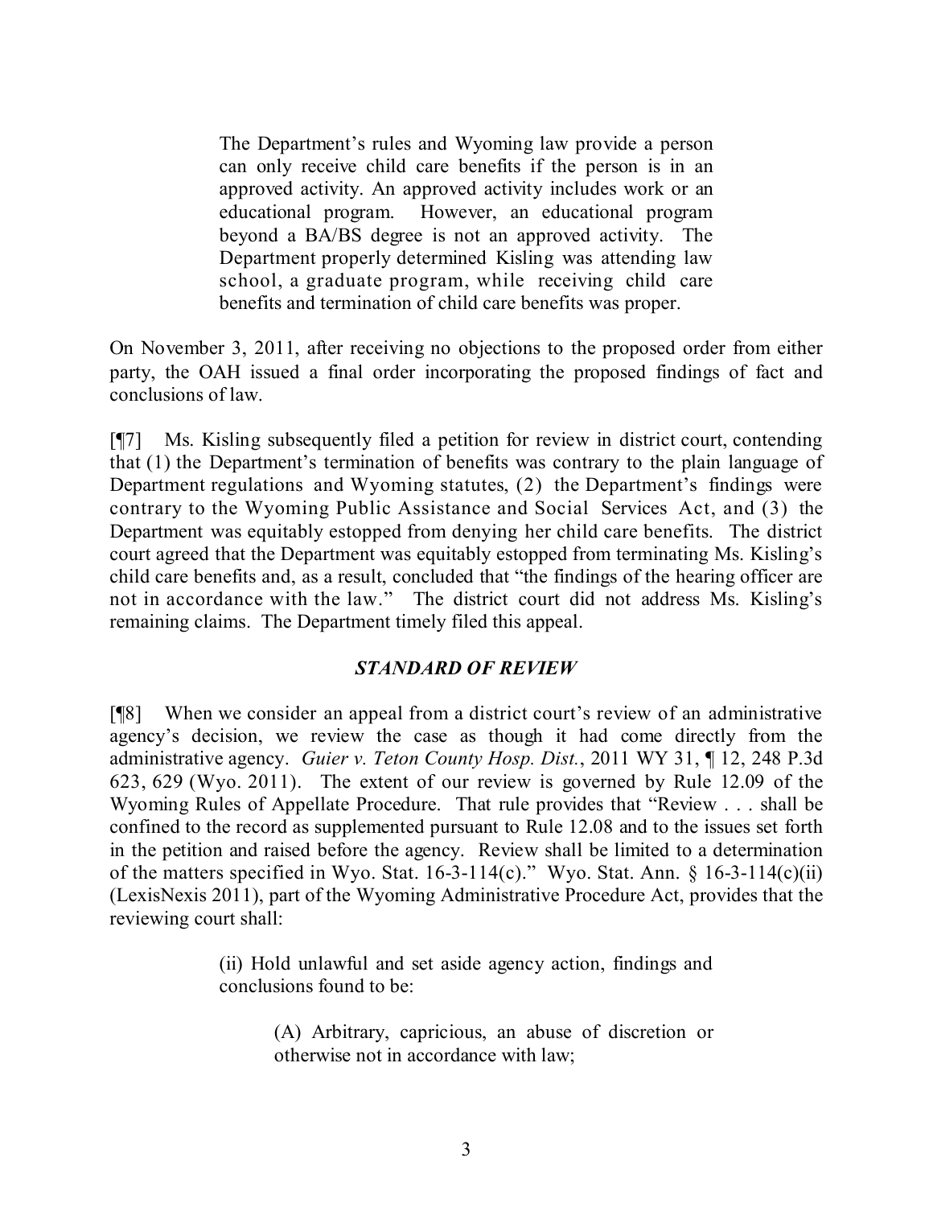> The Department's rules and Wyoming law provide a person can only receive child care benefits if the person is in an approved activity. An approved activity includes work or an educational program. However, an educational program beyond a BA/BS degree is not an approved activity. The Department properly determined Kisling was attending law school, a graduate program, while receiving child care benefits and termination of child care benefits was proper.

On November 3, 2011, after receiving no objections to the proposed order from either party, the OAH issued a final order incorporating the proposed findings of fact and conclusions of law.

[¶7] Ms. Kisling subsequently filed a petition for review in district court, contending that (1) the Department's termination of benefits was contrary to the plain language of Department regulations and Wyoming statutes, (2) the Department's findings were contrary to the Wyoming Public Assistance and Social Services Act, and (3) the Department was equitably estopped from denying her child care benefits. The district court agreed that the Department was equitably estopped from terminating Ms. Kisling's child care benefits and, as a result, concluded that "the findings of the hearing officer are not in accordance with the law." The district court did not address Ms. Kisling's remaining claims. The Department timely filed this appeal.

## *STANDARD OF REVIEW*

[¶8] When we consider an appeal from a district court's review of an administrative agency's decision, we review the case as though it had come directly from the administrative agency. *Guier v. Teton County Hosp. Dist.*, 2011 WY 31, ¶ 12, 248 P.3d 623, 629 (Wyo. 2011). The extent of our review is governed by Rule 12.09 of the Wyoming Rules of Appellate Procedure. That rule provides that "Review . . . shall be confined to the record as supplemented pursuant to Rule 12.08 and to the issues set forth in the petition and raised before the agency. Review shall be limited to a determination of the matters specified in Wyo. Stat. 16-3-114(c)." Wyo. Stat. Ann. § 16-3-114(c)(ii) (LexisNexis 2011), part of the Wyoming Administrative Procedure Act, provides that the reviewing court shall:

> (ii) Hold unlawful and set aside agency action, findings and conclusions found to be:
>
> > (A) Arbitrary, capricious, an abuse of discretion or otherwise not in accordance with law;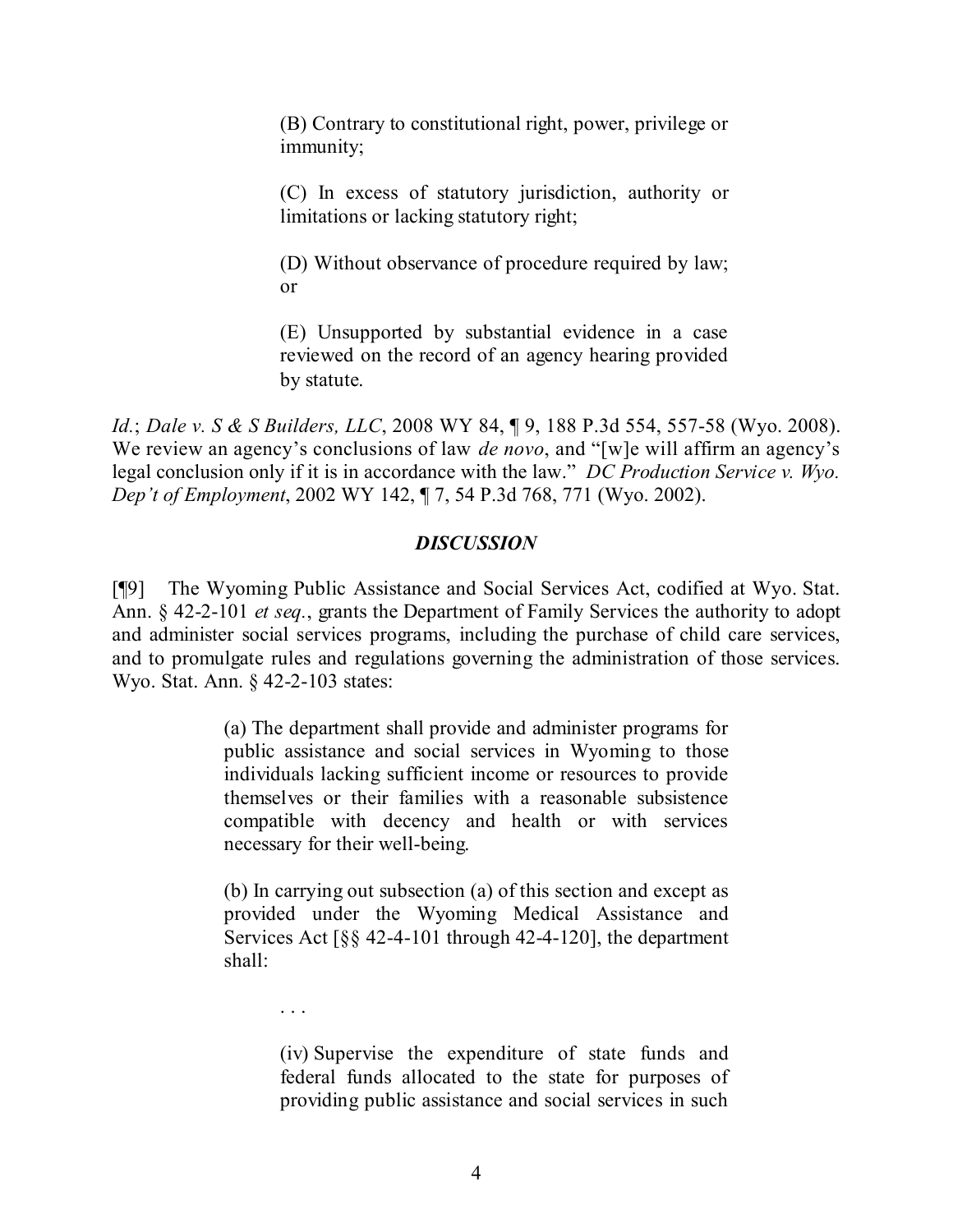> (B) Contrary to constitutional right, power, privilege or immunity;
>
> (C) In excess of statutory jurisdiction, authority or limitations or lacking statutory right;
>
> (D) Without observance of procedure required by law; or
>
> (E) Unsupported by substantial evidence in a case reviewed on the record of an agency hearing provided by statute.

*Id.*; *Dale v. S & S Builders, LLC*, 2008 WY 84, ¶ 9, 188 P.3d 554, 557-58 (Wyo. 2008). We review an agency's conclusions of law *de novo*, and "[w]e will affirm an agency's legal conclusion only if it is in accordance with the law." *DC Production Service v. Wyo. Dep't of Employment*, 2002 WY 142, ¶ 7, 54 P.3d 768, 771 (Wyo. 2002).

## *DISCUSSION*

[¶9] The Wyoming Public Assistance and Social Services Act, codified at Wyo. Stat. Ann. § 42-2-101 *et seq.*, grants the Department of Family Services the authority to adopt and administer social services programs, including the purchase of child care services, and to promulgate rules and regulations governing the administration of those services. Wyo. Stat. Ann. § 42-2-103 states:

> (a) The department shall provide and administer programs for public assistance and social services in Wyoming to those individuals lacking sufficient income or resources to provide themselves or their families with a reasonable subsistence compatible with decency and health or with services necessary for their well-being.
>
> (b) In carrying out subsection (a) of this section and except as provided under the Wyoming Medical Assistance and Services Act [§§ 42-4-101 through 42-4-120], the department shall:
>
> . . .
>
> (iv) Supervise the expenditure of state funds and federal funds allocated to the state for purposes of providing public assistance and social services in such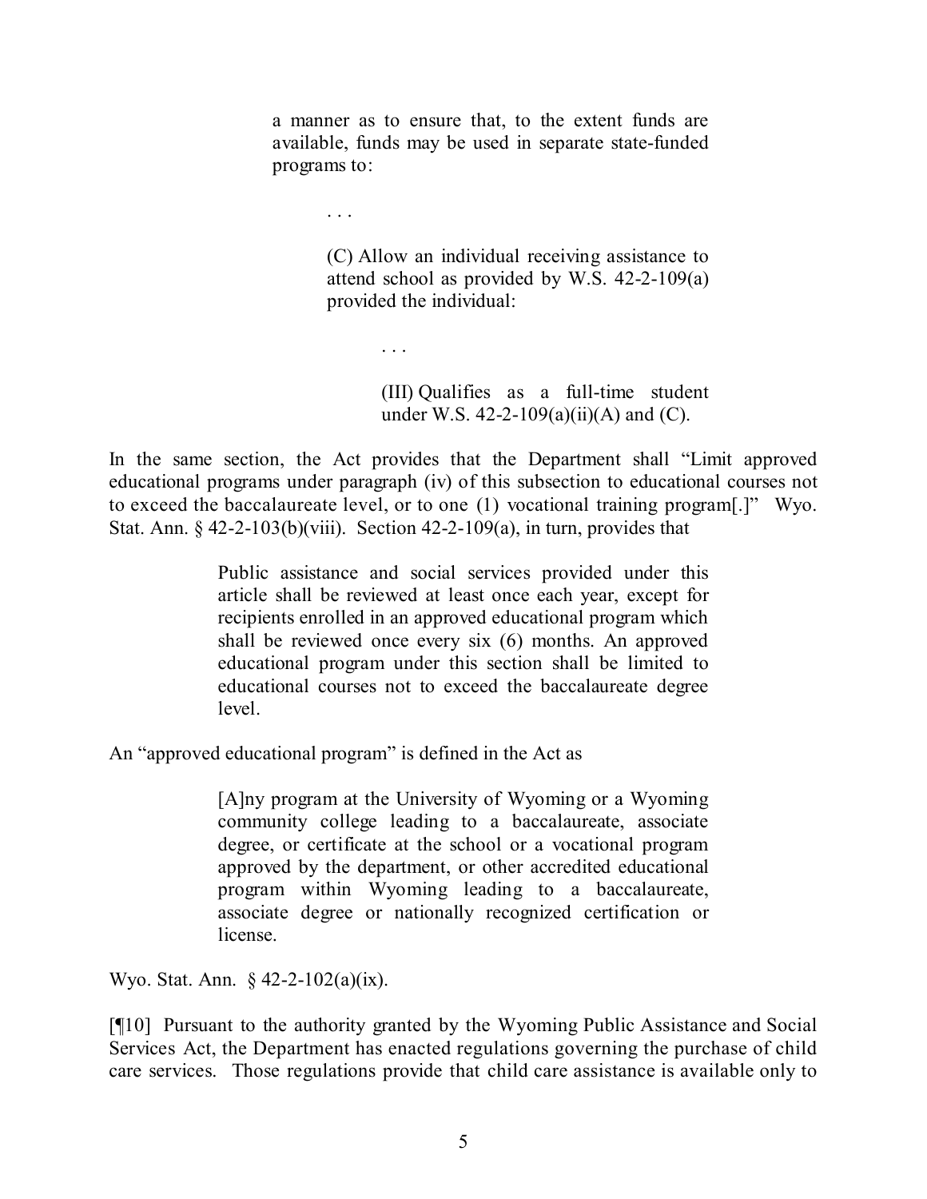> a manner as to ensure that, to the extent funds are available, funds may be used in separate state-funded programs to:
>
> . . .
>
> > (C) Allow an individual receiving assistance to attend school as provided by W.S. 42-2-109(a) provided the individual:
> >
> > . . .
> >
> > > (III) Qualifies as a full-time student under W.S. 42-2-109(a)(ii)(A) and (C).

In the same section, the Act provides that the Department shall "Limit approved educational programs under paragraph (iv) of this subsection to educational courses not to exceed the baccalaureate level, or to one (1) vocational training program[.]" Wyo. Stat. Ann. § 42-2-103(b)(viii). Section 42-2-109(a), in turn, provides that

> Public assistance and social services provided under this article shall be reviewed at least once each year, except for recipients enrolled in an approved educational program which shall be reviewed once every six (6) months. An approved educational program under this section shall be limited to educational courses not to exceed the baccalaureate degree level.

An "approved educational program" is defined in the Act as

> [A]ny program at the University of Wyoming or a Wyoming community college leading to a baccalaureate, associate degree, or certificate at the school or a vocational program approved by the department, or other accredited educational program within Wyoming leading to a baccalaureate, associate degree or nationally recognized certification or license.

Wyo. Stat. Ann. § 42-2-102(a)(ix).

[¶10] Pursuant to the authority granted by the Wyoming Public Assistance and Social Services Act, the Department has enacted regulations governing the purchase of child care services. Those regulations provide that child care assistance is available only to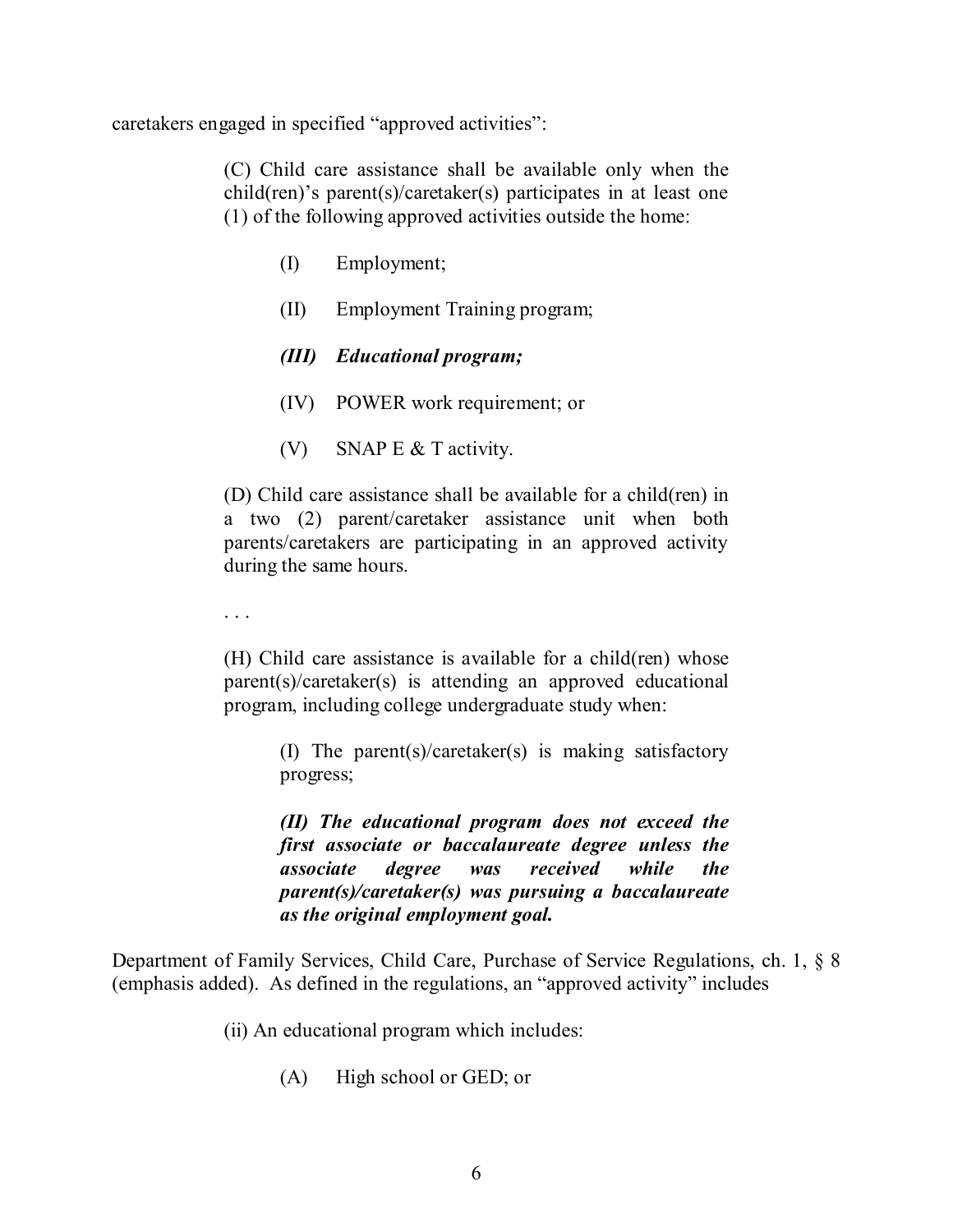caretakers engaged in specified "approved activities":

> (C) Child care assistance shall be available only when the child(ren)'s parent(s)/caretaker(s) participates in at least one (1) of the following approved activities outside the home:
>
> > (I) Employment;
> >
> > (II) Employment Training program;
> >
> > ***(III) Educational program;***
> >
> > (IV) POWER work requirement; or
> >
> > (V) SNAP E & T activity.
>
> (D) Child care assistance shall be available for a child(ren) in a two (2) parent/caretaker assistance unit when both parents/caretakers are participating in an approved activity during the same hours.
>
> . . .
>
> (H) Child care assistance is available for a child(ren) whose parent(s)/caretaker(s) is attending an approved educational program, including college undergraduate study when:
>
> > (I) The parent(s)/caretaker(s) is making satisfactory progress;
> >
> > ***(II) The educational program does not exceed the first associate or baccalaureate degree unless the associate degree was received while the parent(s)/caretaker(s) was pursuing a baccalaureate as the original employment goal.***

Department of Family Services, Child Care, Purchase of Service Regulations, ch. 1, § 8 (emphasis added). As defined in the regulations, an "approved activity" includes

> (ii) An educational program which includes:
>
> > (A) High school or GED; or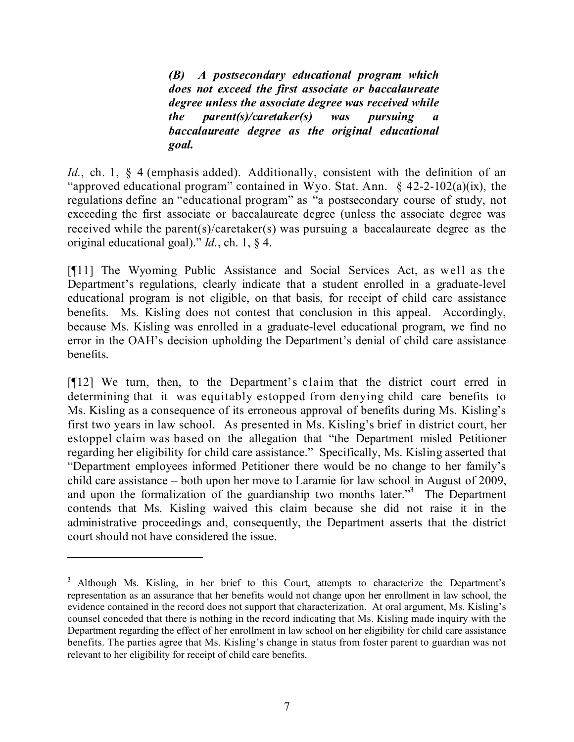> ***(B) A postsecondary educational program which does not exceed the first associate or baccalaureate degree unless the associate degree was received while the parent(s)/caretaker(s) was pursuing a baccalaureate degree as the original educational goal.***

*Id.*, ch. 1, § 4 (emphasis added). Additionally, consistent with the definition of an "approved educational program" contained in Wyo. Stat. Ann. § 42-2-102(a)(ix), the regulations define an "educational program" as "a postsecondary course of study, not exceeding the first associate or baccalaureate degree (unless the associate degree was received while the parent(s)/caretaker(s) was pursuing a baccalaureate degree as the original educational goal)." *Id.*, ch. 1, § 4.

[¶11] The Wyoming Public Assistance and Social Services Act, as well as the Department's regulations, clearly indicate that a student enrolled in a graduate-level educational program is not eligible, on that basis, for receipt of child care assistance benefits. Ms. Kisling does not contest that conclusion in this appeal. Accordingly, because Ms. Kisling was enrolled in a graduate-level educational program, we find no error in the OAH's decision upholding the Department's denial of child care assistance benefits.

[¶12] We turn, then, to the Department's claim that the district court erred in determining that it was equitably estopped from denying child care benefits to Ms. Kisling as a consequence of its erroneous approval of benefits during Ms. Kisling's first two years in law school. As presented in Ms. Kisling's brief in district court, her estoppel claim was based on the allegation that "the Department misled Petitioner regarding her eligibility for child care assistance." Specifically, Ms. Kisling asserted that "Department employees informed Petitioner there would be no change to her family's child care assistance – both upon her move to Laramie for law school in August of 2009, and upon the formalization of the guardianship two months later."[3] The Department contends that Ms. Kisling waived this claim because she did not raise it in the administrative proceedings and, consequently, the Department asserts that the district court should not have considered the issue.

---

[3] Although Ms. Kisling, in her brief to this Court, attempts to characterize the Department's representation as an assurance that her benefits would not change upon her enrollment in law school, the evidence contained in the record does not support that characterization. At oral argument, Ms. Kisling's counsel conceded that there is nothing in the record indicating that Ms. Kisling made inquiry with the Department regarding the effect of her enrollment in law school on her eligibility for child care assistance benefits. The parties agree that Ms. Kisling's change in status from foster parent to guardian was not relevant to her eligibility for receipt of child care benefits.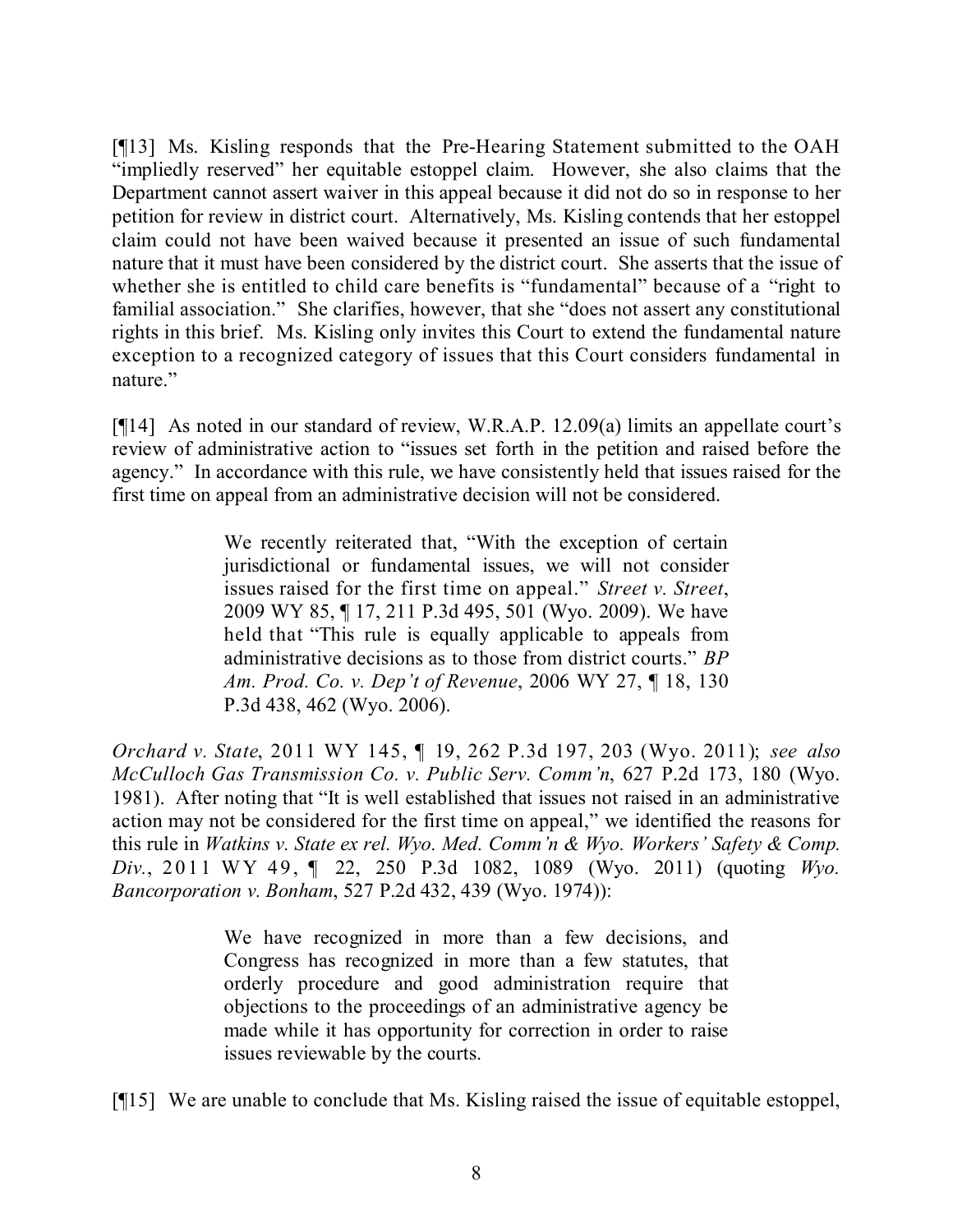[¶13] Ms. Kisling responds that the Pre-Hearing Statement submitted to the OAH "impliedly reserved" her equitable estoppel claim. However, she also claims that the Department cannot assert waiver in this appeal because it did not do so in response to her petition for review in district court. Alternatively, Ms. Kisling contends that her estoppel claim could not have been waived because it presented an issue of such fundamental nature that it must have been considered by the district court. She asserts that the issue of whether she is entitled to child care benefits is "fundamental" because of a "right to familial association." She clarifies, however, that she "does not assert any constitutional rights in this brief. Ms. Kisling only invites this Court to extend the fundamental nature exception to a recognized category of issues that this Court considers fundamental in nature."

[¶14] As noted in our standard of review, W.R.A.P. 12.09(a) limits an appellate court's review of administrative action to "issues set forth in the petition and raised before the agency." In accordance with this rule, we have consistently held that issues raised for the first time on appeal from an administrative decision will not be considered.

> We recently reiterated that, "With the exception of certain jurisdictional or fundamental issues, we will not consider issues raised for the first time on appeal." *Street v. Street*, 2009 WY 85, ¶ 17, 211 P.3d 495, 501 (Wyo. 2009). We have held that "This rule is equally applicable to appeals from administrative decisions as to those from district courts." *BP Am. Prod. Co. v. Dep't of Revenue*, 2006 WY 27, ¶ 18, 130 P.3d 438, 462 (Wyo. 2006).

*Orchard v. State*, 2011 WY 145, ¶ 19, 262 P.3d 197, 203 (Wyo. 2011); *see also McCulloch Gas Transmission Co. v. Public Serv. Comm'n*, 627 P.2d 173, 180 (Wyo. 1981). After noting that "It is well established that issues not raised in an administrative action may not be considered for the first time on appeal," we identified the reasons for this rule in *Watkins v. State ex rel. Wyo. Med. Comm'n & Wyo. Workers' Safety & Comp. Div.*, 2011 WY 49, ¶ 22, 250 P.3d 1082, 1089 (Wyo. 2011) (quoting *Wyo. Bancorporation v. Bonham*, 527 P.2d 432, 439 (Wyo. 1974)):

> We have recognized in more than a few decisions, and Congress has recognized in more than a few statutes, that orderly procedure and good administration require that objections to the proceedings of an administrative agency be made while it has opportunity for correction in order to raise issues reviewable by the courts.

[¶15] We are unable to conclude that Ms. Kisling raised the issue of equitable estoppel,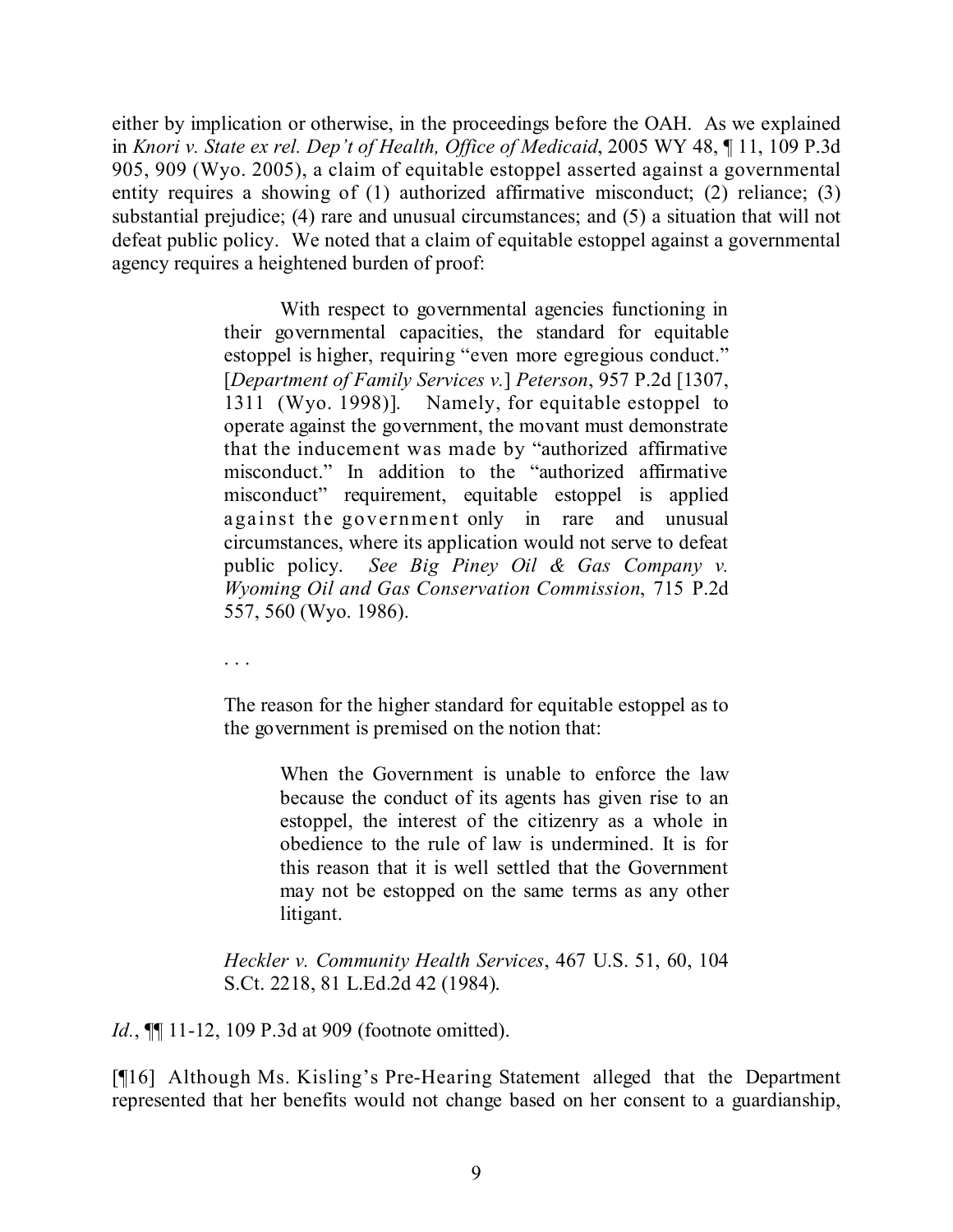either by implication or otherwise, in the proceedings before the OAH. As we explained in *Knori v. State ex rel. Dep't of Health, Office of Medicaid*, 2005 WY 48, ¶ 11, 109 P.3d 905, 909 (Wyo. 2005), a claim of equitable estoppel asserted against a governmental entity requires a showing of (1) authorized affirmative misconduct; (2) reliance; (3) substantial prejudice; (4) rare and unusual circumstances; and (5) a situation that will not defeat public policy. We noted that a claim of equitable estoppel against a governmental agency requires a heightened burden of proof:

> With respect to governmental agencies functioning in their governmental capacities, the standard for equitable estoppel is higher, requiring "even more egregious conduct." [*Department of Family Services v.*] *Peterson*, 957 P.2d [1307, 1311 (Wyo. 1998)]. Namely, for equitable estoppel to operate against the government, the movant must demonstrate that the inducement was made by "authorized affirmative misconduct." In addition to the "authorized affirmative misconduct" requirement, equitable estoppel is applied against the government only in rare and unusual circumstances, where its application would not serve to defeat public policy. *See Big Piney Oil & Gas Company v. Wyoming Oil and Gas Conservation Commission*, 715 P.2d 557, 560 (Wyo. 1986).
>
> . . .
>
> The reason for the higher standard for equitable estoppel as to the government is premised on the notion that:
>
>> When the Government is unable to enforce the law because the conduct of its agents has given rise to an estoppel, the interest of the citizenry as a whole in obedience to the rule of law is undermined. It is for this reason that it is well settled that the Government may not be estopped on the same terms as any other litigant.
>
> *Heckler v. Community Health Services*, 467 U.S. 51, 60, 104 S.Ct. 2218, 81 L.Ed.2d 42 (1984).

*Id.*, ¶¶ 11-12, 109 P.3d at 909 (footnote omitted).

[¶16] Although Ms. Kisling's Pre-Hearing Statement alleged that the Department represented that her benefits would not change based on her consent to a guardianship,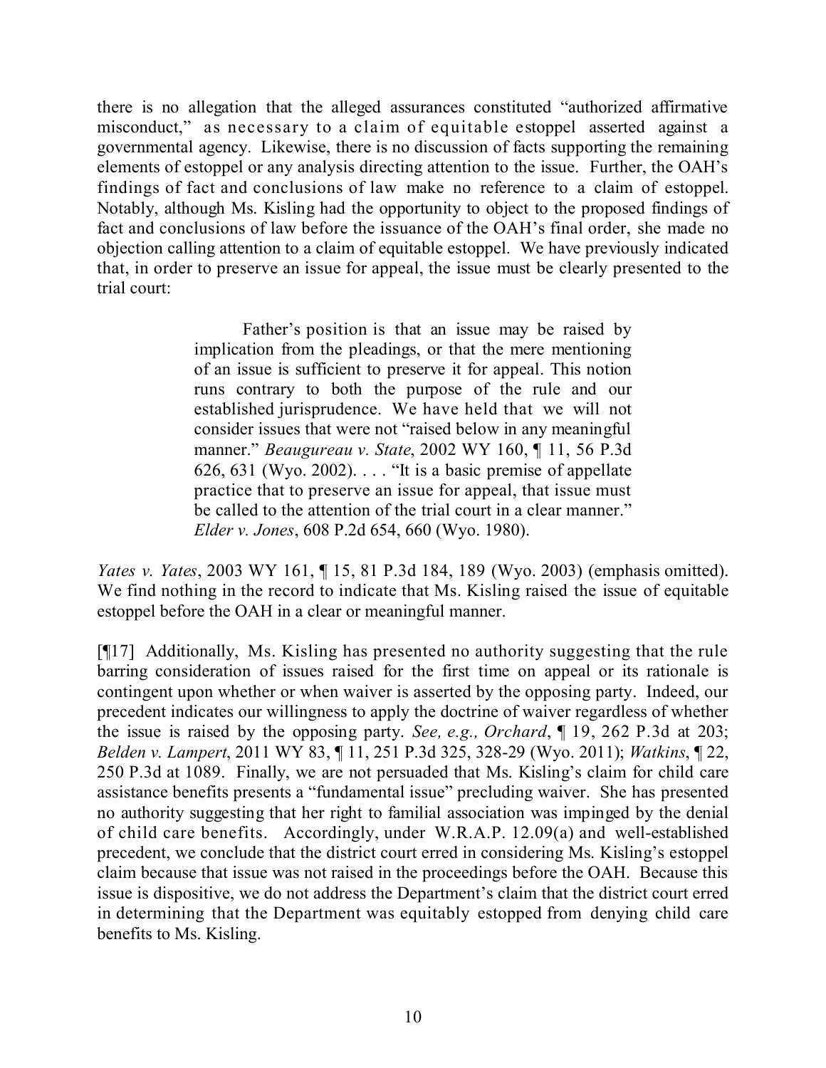there is no allegation that the alleged assurances constituted "authorized affirmative misconduct," as necessary to a claim of equitable estoppel asserted against a governmental agency. Likewise, there is no discussion of facts supporting the remaining elements of estoppel or any analysis directing attention to the issue. Further, the OAH's findings of fact and conclusions of law make no reference to a claim of estoppel. Notably, although Ms. Kisling had the opportunity to object to the proposed findings of fact and conclusions of law before the issuance of the OAH's final order, she made no objection calling attention to a claim of equitable estoppel. We have previously indicated that, in order to preserve an issue for appeal, the issue must be clearly presented to the trial court:

> Father's position is that an issue may be raised by implication from the pleadings, or that the mere mentioning of an issue is sufficient to preserve it for appeal. This notion runs contrary to both the purpose of the rule and our established jurisprudence. We have held that we will not consider issues that were not "raised below in any meaningful manner." *Beaugureau v. State*, 2002 WY 160, ¶ 11, 56 P.3d 626, 631 (Wyo. 2002). . . . "It is a basic premise of appellate practice that to preserve an issue for appeal, that issue must be called to the attention of the trial court in a clear manner." *Elder v. Jones*, 608 P.2d 654, 660 (Wyo. 1980).

*Yates v. Yates*, 2003 WY 161, ¶ 15, 81 P.3d 184, 189 (Wyo. 2003) (emphasis omitted). We find nothing in the record to indicate that Ms. Kisling raised the issue of equitable estoppel before the OAH in a clear or meaningful manner.

[¶17] Additionally, Ms. Kisling has presented no authority suggesting that the rule barring consideration of issues raised for the first time on appeal or its rationale is contingent upon whether or when waiver is asserted by the opposing party. Indeed, our precedent indicates our willingness to apply the doctrine of waiver regardless of whether the issue is raised by the opposing party. *See, e.g., Orchard*, ¶ 19, 262 P.3d at 203; *Belden v. Lampert*, 2011 WY 83, ¶ 11, 251 P.3d 325, 328-29 (Wyo. 2011); *Watkins*, ¶ 22, 250 P.3d at 1089. Finally, we are not persuaded that Ms. Kisling's claim for child care assistance benefits presents a "fundamental issue" precluding waiver. She has presented no authority suggesting that her right to familial association was impinged by the denial of child care benefits. Accordingly, under W.R.A.P. 12.09(a) and well-established precedent, we conclude that the district court erred in considering Ms. Kisling's estoppel claim because that issue was not raised in the proceedings before the OAH. Because this issue is dispositive, we do not address the Department's claim that the district court erred in determining that the Department was equitably estopped from denying child care benefits to Ms. Kisling.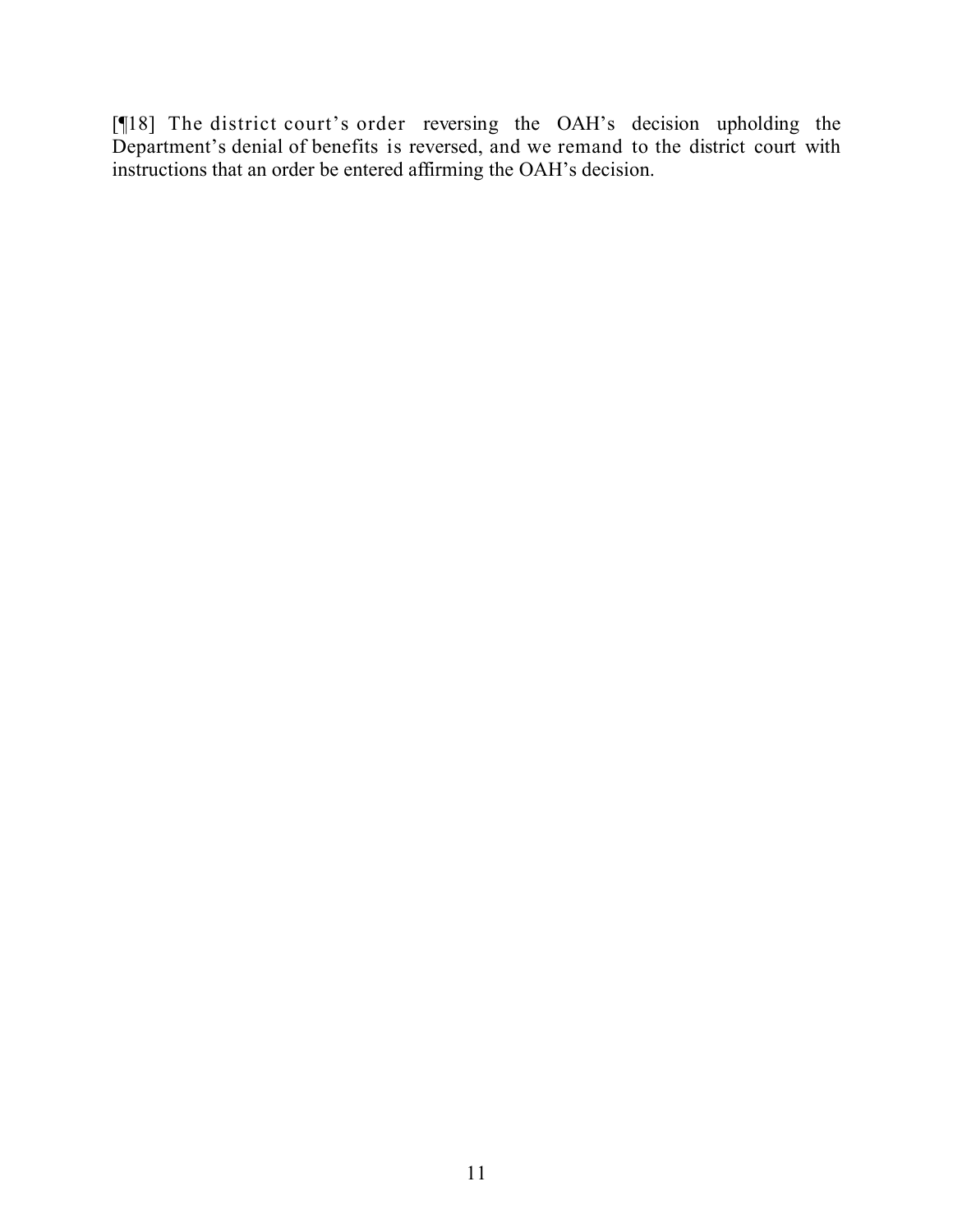[¶18] The district court's order reversing the OAH's decision upholding the Department's denial of benefits is reversed, and we remand to the district court with instructions that an order be entered affirming the OAH's decision.